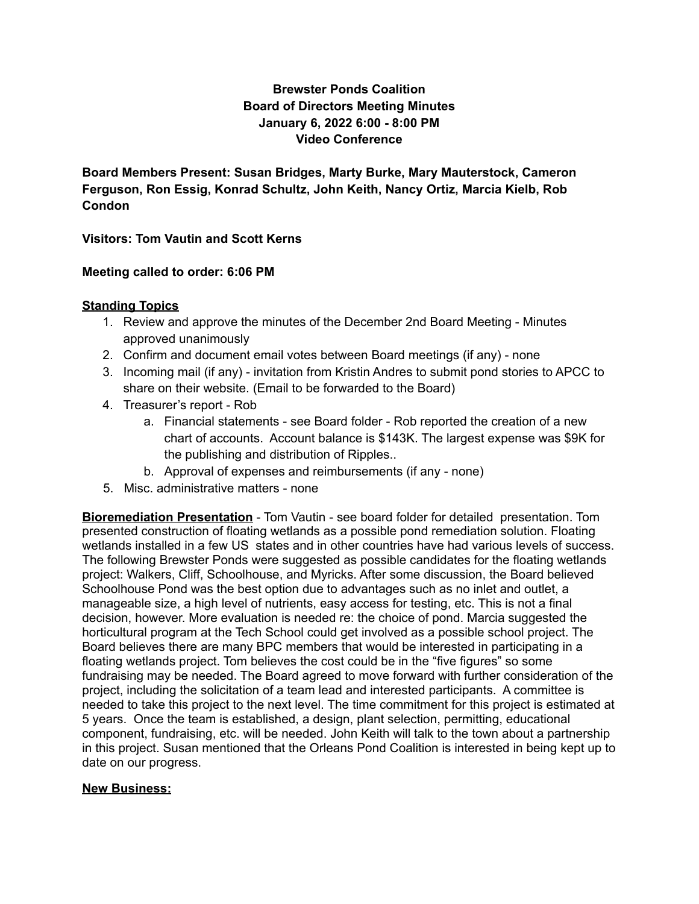# Brewster Ponds Coalition
## Board of Directors Meeting Minutes
### January 6, 2022 6:00 - 8:00 PM
### Video Conference

**Board Members Present: Susan Bridges, Marty Burke, Mary Mauterstock, Cameron Ferguson, Ron Essig, Konrad Schultz, John Keith, Nancy Ortiz, Marcia Kielb, Rob Condon**

**Visitors: Tom Vautin and Scott Kerns**

**Meeting called to order: 6:06 PM**

**Standing Topics**

1. Review and approve the minutes of the December 2nd Board Meeting - Minutes approved unanimously
2. Confirm and document email votes between Board meetings (if any) - none
3. Incoming mail (if any) - invitation from Kristin Andres to submit pond stories to APCC to share on their website. (Email to be forwarded to the Board)
4. Treasurer's report - Rob
   a. Financial statements - see Board folder - Rob reported the creation of a new chart of accounts. Account balance is $143K. The largest expense was $9K for the publishing and distribution of Ripples..
   b. Approval of expenses and reimbursements (if any - none)
5. Misc. administrative matters - none

**Bioremediation Presentation** - Tom Vautin - see board folder for detailed presentation. Tom presented construction of floating wetlands as a possible pond remediation solution. Floating wetlands installed in a few US states and in other countries have had various levels of success. The following Brewster Ponds were suggested as possible candidates for the floating wetlands project: Walkers, Cliff, Schoolhouse, and Myricks. After some discussion, the Board believed Schoolhouse Pond was the best option due to advantages such as no inlet and outlet, a manageable size, a high level of nutrients, easy access for testing, etc. This is not a final decision, however. More evaluation is needed re: the choice of pond. Marcia suggested the horticultural program at the Tech School could get involved as a possible school project. The Board believes there are many BPC members that would be interested in participating in a floating wetlands project. Tom believes the cost could be in the "five figures" so some fundraising may be needed. The Board agreed to move forward with further consideration of the project, including the solicitation of a team lead and interested participants. A committee is needed to take this project to the next level. The time commitment for this project is estimated at 5 years. Once the team is established, a design, plant selection, permitting, educational component, fundraising, etc. will be needed. John Keith will talk to the town about a partnership in this project. Susan mentioned that the Orleans Pond Coalition is interested in being kept up to date on our progress.

**New Business:**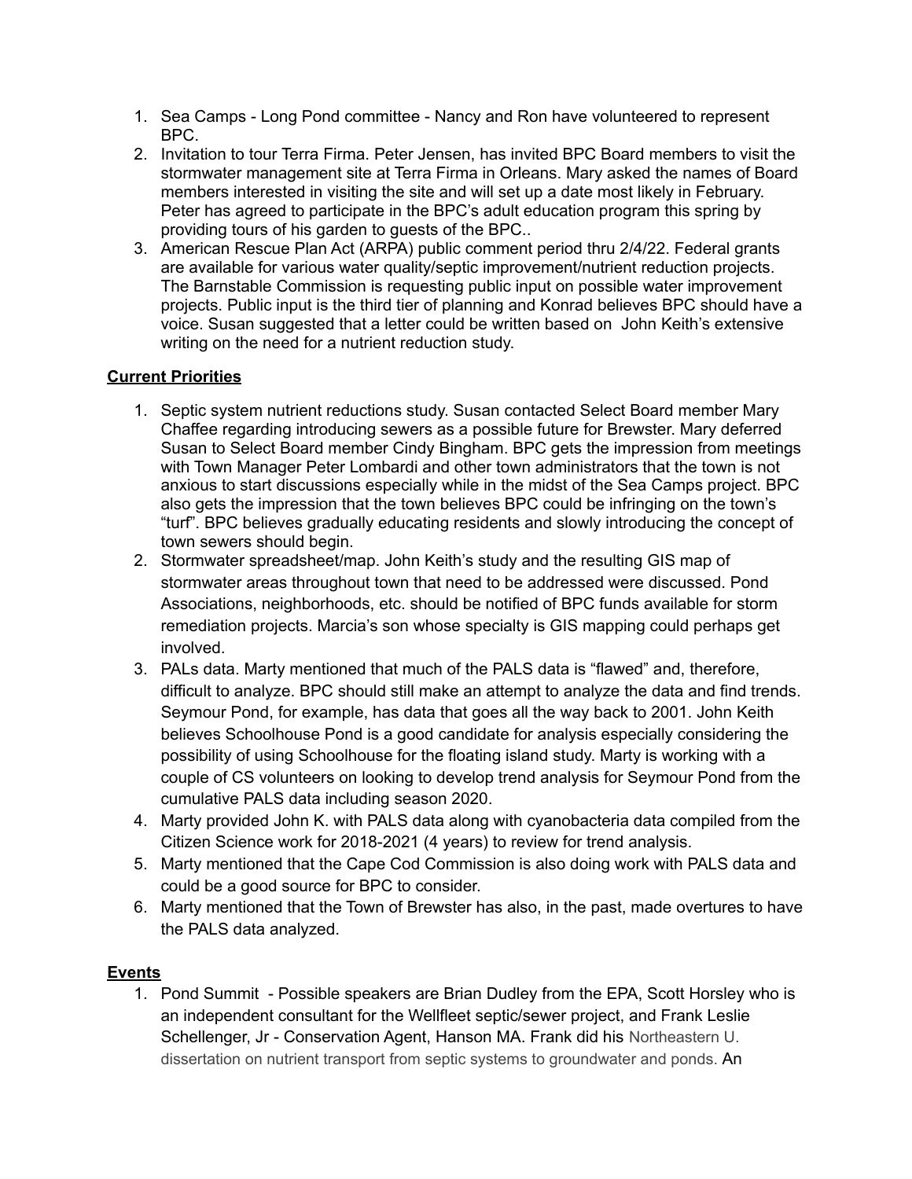1. Sea Camps - Long Pond committee - Nancy and Ron have volunteered to represent BPC.
2. Invitation to tour Terra Firma. Peter Jensen, has invited BPC Board members to visit the stormwater management site at Terra Firma in Orleans. Mary asked the names of Board members interested in visiting the site and will set up a date most likely in February. Peter has agreed to participate in the BPC's adult education program this spring by providing tours of his garden to guests of the BPC..
3. American Rescue Plan Act (ARPA) public comment period thru 2/4/22. Federal grants are available for various water quality/septic improvement/nutrient reduction projects. The Barnstable Commission is requesting public input on possible water improvement projects. Public input is the third tier of planning and Konrad believes BPC should have a voice. Susan suggested that a letter could be written based on John Keith's extensive writing on the need for a nutrient reduction study.

**Current Priorities**

1. Septic system nutrient reductions study. Susan contacted Select Board member Mary Chaffee regarding introducing sewers as a possible future for Brewster. Mary deferred Susan to Select Board member Cindy Bingham. BPC gets the impression from meetings with Town Manager Peter Lombardi and other town administrators that the town is not anxious to start discussions especially while in the midst of the Sea Camps project. BPC also gets the impression that the town believes BPC could be infringing on the town's "turf". BPC believes gradually educating residents and slowly introducing the concept of town sewers should begin.
2. Stormwater spreadsheet/map. John Keith's study and the resulting GIS map of stormwater areas throughout town that need to be addressed were discussed. Pond Associations, neighborhoods, etc. should be notified of BPC funds available for storm remediation projects. Marcia's son whose specialty is GIS mapping could perhaps get involved.
3. PALs data. Marty mentioned that much of the PALS data is "flawed" and, therefore, difficult to analyze. BPC should still make an attempt to analyze the data and find trends. Seymour Pond, for example, has data that goes all the way back to 2001. John Keith believes Schoolhouse Pond is a good candidate for analysis especially considering the possibility of using Schoolhouse for the floating island study. Marty is working with a couple of CS volunteers on looking to develop trend analysis for Seymour Pond from the cumulative PALS data including season 2020.
4. Marty provided John K. with PALS data along with cyanobacteria data compiled from the Citizen Science work for 2018-2021 (4 years) to review for trend analysis.
5. Marty mentioned that the Cape Cod Commission is also doing work with PALS data and could be a good source for BPC to consider.
6. Marty mentioned that the Town of Brewster has also, in the past, made overtures to have the PALS data analyzed.

**Events**

1. Pond Summit - Possible speakers are Brian Dudley from the EPA, Scott Horsley who is an independent consultant for the Wellfleet septic/sewer project, and Frank Leslie Schellenger, Jr - Conservation Agent, Hanson MA. Frank did his Northeastern U. dissertation on nutrient transport from septic systems to groundwater and ponds. An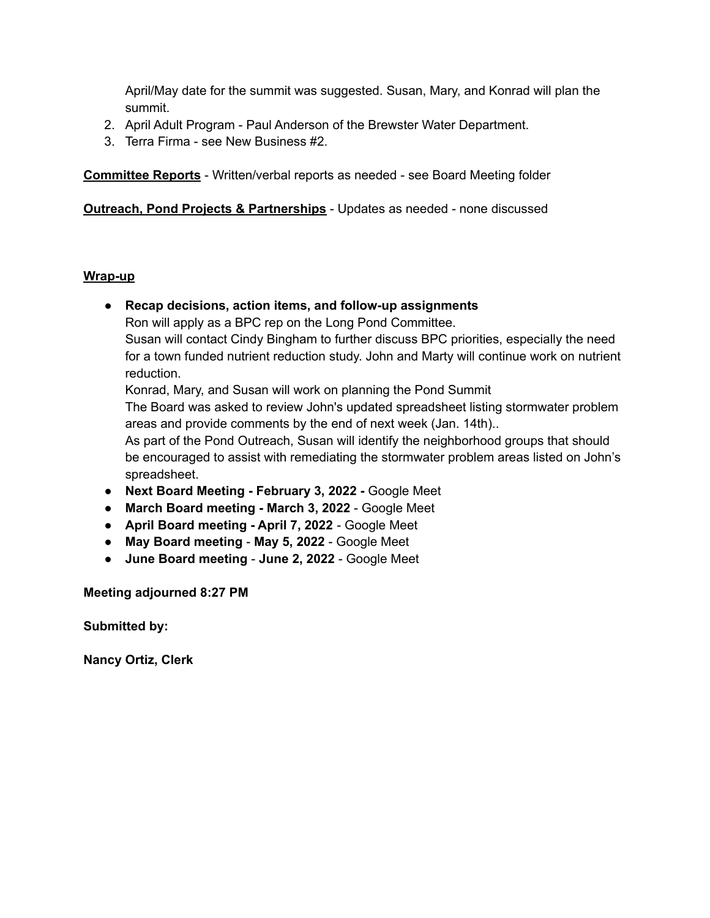April/May date for the summit was suggested. Susan, Mary, and Konrad will plan the summit.

2. April Adult Program - Paul Anderson of the Brewster Water Department.
3. Terra Firma - see New Business #2.

**<u>Committee Reports</u>** - Written/verbal reports as needed - see Board Meeting folder

**<u>Outreach, Pond Projects & Partnerships</u>** - Updates as needed - none discussed

**<u>Wrap-up</u>**

- **Recap decisions, action items, and follow-up assignments**
  Ron will apply as a BPC rep on the Long Pond Committee.
  Susan will contact Cindy Bingham to further discuss BPC priorities, especially the need for a town funded nutrient reduction study. John and Marty will continue work on nutrient reduction.
  Konrad, Mary, and Susan will work on planning the Pond Summit
  The Board was asked to review John's updated spreadsheet listing stormwater problem areas and provide comments by the end of next week (Jan. 14th)..
  As part of the Pond Outreach, Susan will identify the neighborhood groups that should be encouraged to assist with remediating the stormwater problem areas listed on John's spreadsheet.
- **Next Board Meeting - February 3, 2022 -** Google Meet
- **March Board meeting - March 3, 2022** - Google Meet
- **April Board meeting - April 7, 2022** - Google Meet
- **May Board meeting** - **May 5, 2022** - Google Meet
- **June Board meeting** - **June 2, 2022** - Google Meet

**Meeting adjourned 8:27 PM**

**Submitted by:**

**Nancy Ortiz, Clerk**